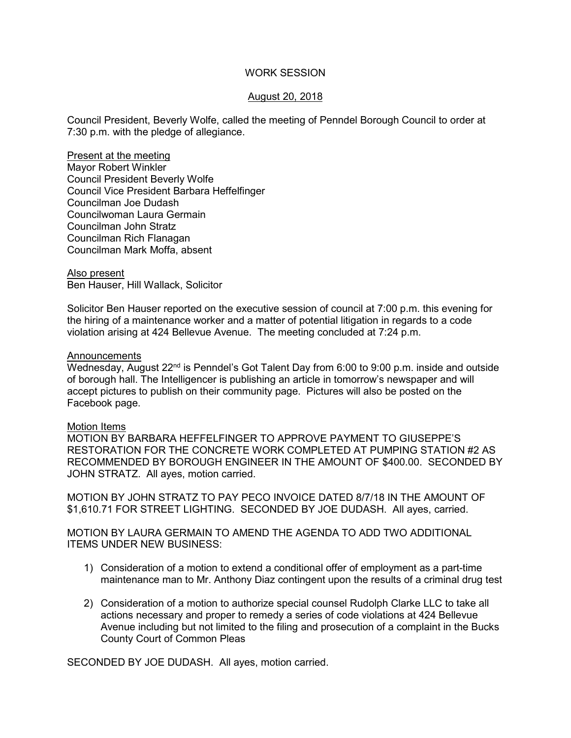# WORK SESSION

## August 20, 2018

Council President, Beverly Wolfe, called the meeting of Penndel Borough Council to order at 7:30 p.m. with the pledge of allegiance.

Present at the meeting
Mayor Robert Winkler
Council President Beverly Wolfe
Council Vice President Barbara Heffelfinger
Councilman Joe Dudash
Councilwoman Laura Germain
Councilman John Stratz
Councilman Rich Flanagan
Councilman Mark Moffa, absent

Also present
Ben Hauser, Hill Wallack, Solicitor

Solicitor Ben Hauser reported on the executive session of council at 7:00 p.m. this evening for the hiring of a maintenance worker and a matter of potential litigation in regards to a code violation arising at 424 Bellevue Avenue. The meeting concluded at 7:24 p.m.

Announcements
Wednesday, August 22nd is Penndel's Got Talent Day from 6:00 to 9:00 p.m. inside and outside of borough hall. The Intelligencer is publishing an article in tomorrow's newspaper and will accept pictures to publish on their community page. Pictures will also be posted on the Facebook page.

Motion Items
MOTION BY BARBARA HEFFELFINGER TO APPROVE PAYMENT TO GIUSEPPE'S RESTORATION FOR THE CONCRETE WORK COMPLETED AT PUMPING STATION #2 AS RECOMMENDED BY BOROUGH ENGINEER IN THE AMOUNT OF $400.00. SECONDED BY JOHN STRATZ. All ayes, motion carried.

MOTION BY JOHN STRATZ TO PAY PECO INVOICE DATED 8/7/18 IN THE AMOUNT OF $1,610.71 FOR STREET LIGHTING. SECONDED BY JOE DUDASH. All ayes, carried.

MOTION BY LAURA GERMAIN TO AMEND THE AGENDA TO ADD TWO ADDITIONAL ITEMS UNDER NEW BUSINESS:

1) Consideration of a motion to extend a conditional offer of employment as a part-time maintenance man to Mr. Anthony Diaz contingent upon the results of a criminal drug test

2) Consideration of a motion to authorize special counsel Rudolph Clarke LLC to take all actions necessary and proper to remedy a series of code violations at 424 Bellevue Avenue including but not limited to the filing and prosecution of a complaint in the Bucks County Court of Common Pleas

SECONDED BY JOE DUDASH. All ayes, motion carried.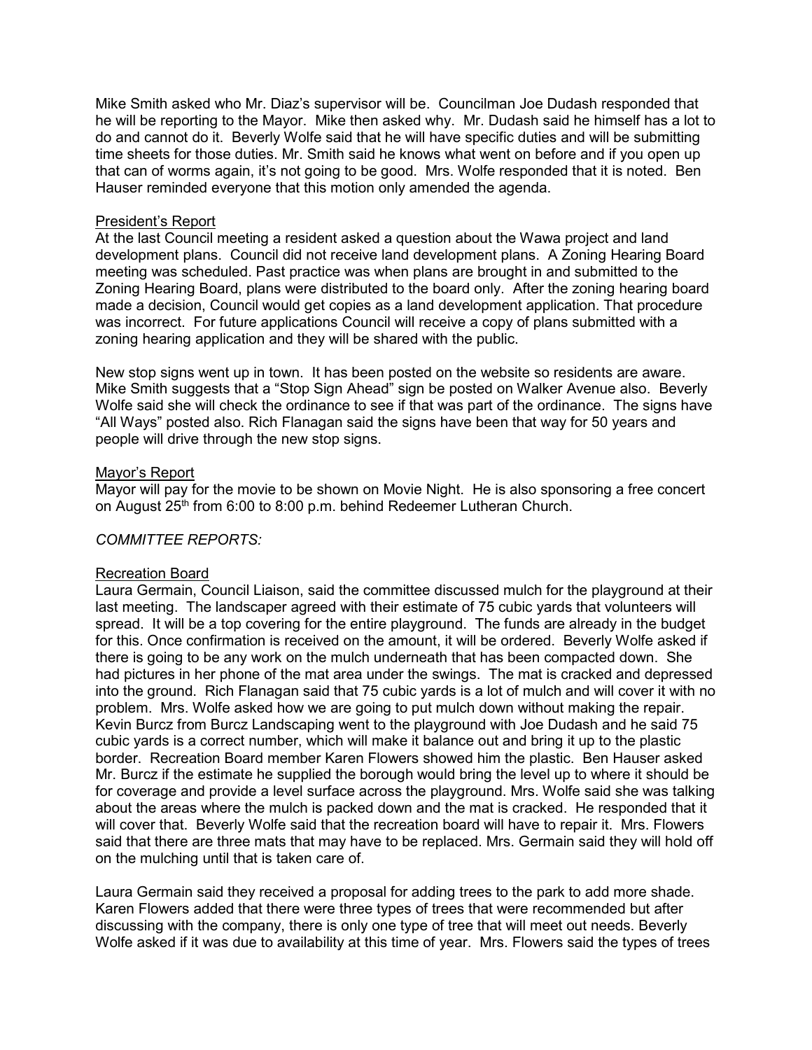Mike Smith asked who Mr. Diaz's supervisor will be. Councilman Joe Dudash responded that he will be reporting to the Mayor. Mike then asked why. Mr. Dudash said he himself has a lot to do and cannot do it. Beverly Wolfe said that he will have specific duties and will be submitting time sheets for those duties. Mr. Smith said he knows what went on before and if you open up that can of worms again, it's not going to be good. Mrs. Wolfe responded that it is noted. Ben Hauser reminded everyone that this motion only amended the agenda.

<u>President's Report</u>

At the last Council meeting a resident asked a question about the Wawa project and land development plans. Council did not receive land development plans. A Zoning Hearing Board meeting was scheduled. Past practice was when plans are brought in and submitted to the Zoning Hearing Board, plans were distributed to the board only. After the zoning hearing board made a decision, Council would get copies as a land development application. That procedure was incorrect. For future applications Council will receive a copy of plans submitted with a zoning hearing application and they will be shared with the public.

New stop signs went up in town. It has been posted on the website so residents are aware. Mike Smith suggests that a "Stop Sign Ahead" sign be posted on Walker Avenue also. Beverly Wolfe said she will check the ordinance to see if that was part of the ordinance. The signs have "All Ways" posted also. Rich Flanagan said the signs have been that way for 50 years and people will drive through the new stop signs.

<u>Mayor's Report</u>

Mayor will pay for the movie to be shown on Movie Night. He is also sponsoring a free concert on August 25th from 6:00 to 8:00 p.m. behind Redeemer Lutheran Church.

*COMMITTEE REPORTS:*

<u>Recreation Board</u>

Laura Germain, Council Liaison, said the committee discussed mulch for the playground at their last meeting. The landscaper agreed with their estimate of 75 cubic yards that volunteers will spread. It will be a top covering for the entire playground. The funds are already in the budget for this. Once confirmation is received on the amount, it will be ordered. Beverly Wolfe asked if there is going to be any work on the mulch underneath that has been compacted down. She had pictures in her phone of the mat area under the swings. The mat is cracked and depressed into the ground. Rich Flanagan said that 75 cubic yards is a lot of mulch and will cover it with no problem. Mrs. Wolfe asked how we are going to put mulch down without making the repair. Kevin Burcz from Burcz Landscaping went to the playground with Joe Dudash and he said 75 cubic yards is a correct number, which will make it balance out and bring it up to the plastic border. Recreation Board member Karen Flowers showed him the plastic. Ben Hauser asked Mr. Burcz if the estimate he supplied the borough would bring the level up to where it should be for coverage and provide a level surface across the playground. Mrs. Wolfe said she was talking about the areas where the mulch is packed down and the mat is cracked. He responded that it will cover that. Beverly Wolfe said that the recreation board will have to repair it. Mrs. Flowers said that there are three mats that may have to be replaced. Mrs. Germain said they will hold off on the mulching until that is taken care of.

Laura Germain said they received a proposal for adding trees to the park to add more shade. Karen Flowers added that there were three types of trees that were recommended but after discussing with the company, there is only one type of tree that will meet out needs. Beverly Wolfe asked if it was due to availability at this time of year. Mrs. Flowers said the types of trees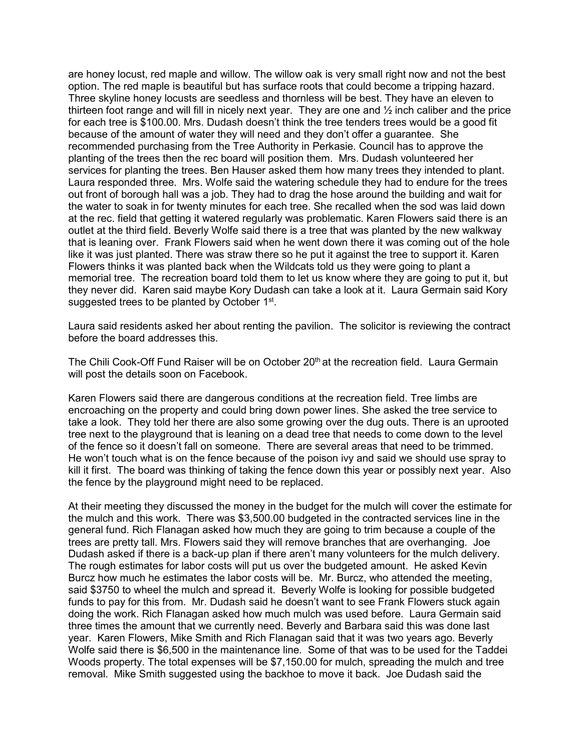are honey locust, red maple and willow. The willow oak is very small right now and not the best option. The red maple is beautiful but has surface roots that could become a tripping hazard. Three skyline honey locusts are seedless and thornless will be best. They have an eleven to thirteen foot range and will fill in nicely next year. They are one and ½ inch caliber and the price for each tree is $100.00. Mrs. Dudash doesn't think the tree tenders trees would be a good fit because of the amount of water they will need and they don't offer a guarantee. She recommended purchasing from the Tree Authority in Perkasie. Council has to approve the planting of the trees then the rec board will position them. Mrs. Dudash volunteered her services for planting the trees. Ben Hauser asked them how many trees they intended to plant. Laura responded three. Mrs. Wolfe said the watering schedule they had to endure for the trees out front of borough hall was a job. They had to drag the hose around the building and wait for the water to soak in for twenty minutes for each tree. She recalled when the sod was laid down at the rec. field that getting it watered regularly was problematic. Karen Flowers said there is an outlet at the third field. Beverly Wolfe said there is a tree that was planted by the new walkway that is leaning over. Frank Flowers said when he went down there it was coming out of the hole like it was just planted. There was straw there so he put it against the tree to support it. Karen Flowers thinks it was planted back when the Wildcats told us they were going to plant a memorial tree. The recreation board told them to let us know where they are going to put it, but they never did. Karen said maybe Kory Dudash can take a look at it. Laura Germain said Kory suggested trees to be planted by October 1st.

Laura said residents asked her about renting the pavilion. The solicitor is reviewing the contract before the board addresses this.

The Chili Cook-Off Fund Raiser will be on October 20th at the recreation field. Laura Germain will post the details soon on Facebook.

Karen Flowers said there are dangerous conditions at the recreation field. Tree limbs are encroaching on the property and could bring down power lines. She asked the tree service to take a look. They told her there are also some growing over the dug outs. There is an uprooted tree next to the playground that is leaning on a dead tree that needs to come down to the level of the fence so it doesn't fall on someone. There are several areas that need to be trimmed. He won't touch what is on the fence because of the poison ivy and said we should use spray to kill it first. The board was thinking of taking the fence down this year or possibly next year. Also the fence by the playground might need to be replaced.

At their meeting they discussed the money in the budget for the mulch will cover the estimate for the mulch and this work. There was $3,500.00 budgeted in the contracted services line in the general fund. Rich Flanagan asked how much they are going to trim because a couple of the trees are pretty tall. Mrs. Flowers said they will remove branches that are overhanging. Joe Dudash asked if there is a back-up plan if there aren't many volunteers for the mulch delivery. The rough estimates for labor costs will put us over the budgeted amount. He asked Kevin Burcz how much he estimates the labor costs will be. Mr. Burcz, who attended the meeting, said $3750 to wheel the mulch and spread it. Beverly Wolfe is looking for possible budgeted funds to pay for this from. Mr. Dudash said he doesn't want to see Frank Flowers stuck again doing the work. Rich Flanagan asked how much mulch was used before. Laura Germain said three times the amount that we currently need. Beverly and Barbara said this was done last year. Karen Flowers, Mike Smith and Rich Flanagan said that it was two years ago. Beverly Wolfe said there is $6,500 in the maintenance line. Some of that was to be used for the Taddei Woods property. The total expenses will be $7,150.00 for mulch, spreading the mulch and tree removal. Mike Smith suggested using the backhoe to move it back. Joe Dudash said the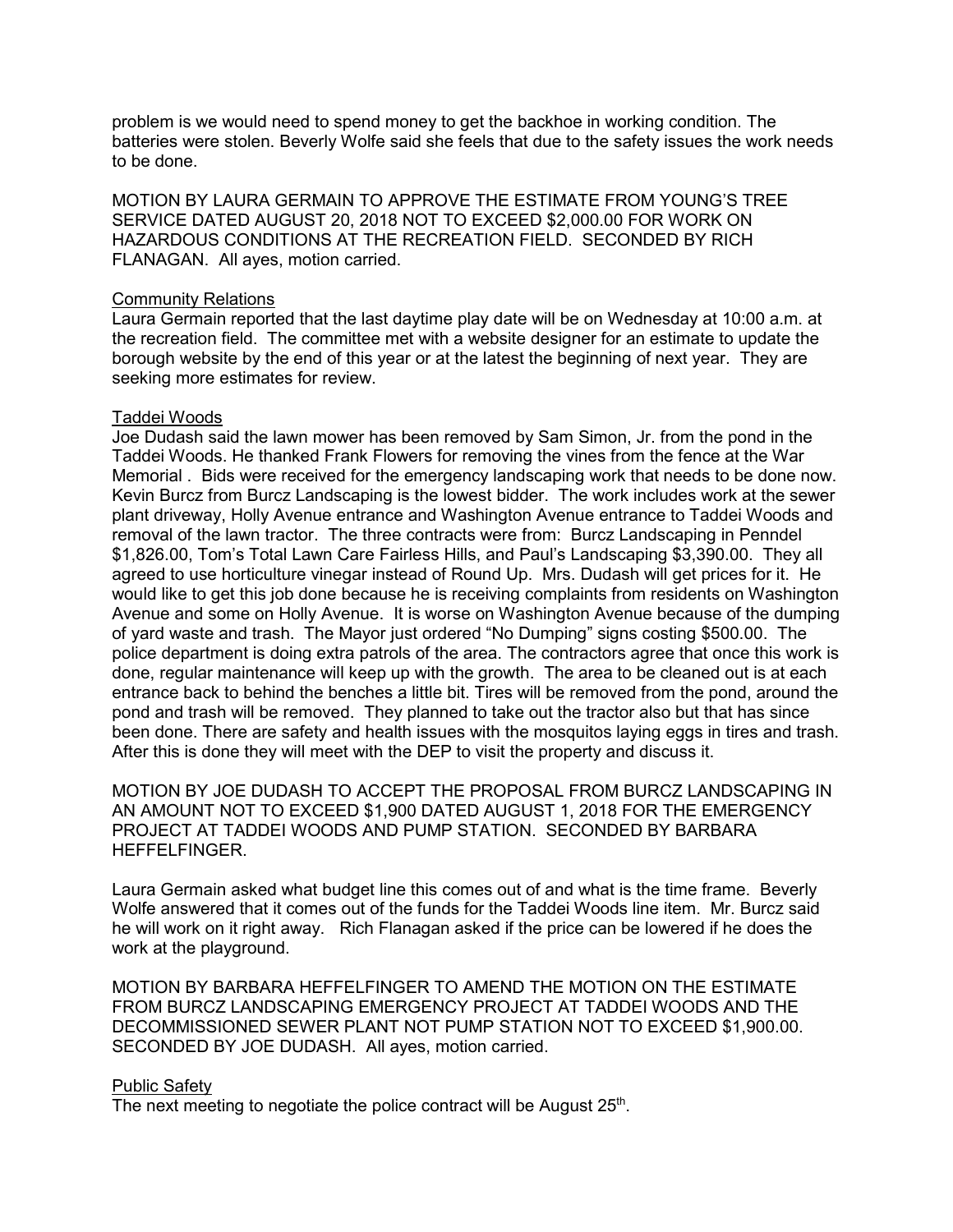problem is we would need to spend money to get the backhoe in working condition. The batteries were stolen. Beverly Wolfe said she feels that due to the safety issues the work needs to be done.

MOTION BY LAURA GERMAIN TO APPROVE THE ESTIMATE FROM YOUNG'S TREE SERVICE DATED AUGUST 20, 2018 NOT TO EXCEED $2,000.00 FOR WORK ON HAZARDOUS CONDITIONS AT THE RECREATION FIELD. SECONDED BY RICH FLANAGAN. All ayes, motion carried.

Community Relations

Laura Germain reported that the last daytime play date will be on Wednesday at 10:00 a.m. at the recreation field. The committee met with a website designer for an estimate to update the borough website by the end of this year or at the latest the beginning of next year. They are seeking more estimates for review.

Taddei Woods

Joe Dudash said the lawn mower has been removed by Sam Simon, Jr. from the pond in the Taddei Woods. He thanked Frank Flowers for removing the vines from the fence at the War Memorial . Bids were received for the emergency landscaping work that needs to be done now. Kevin Burcz from Burcz Landscaping is the lowest bidder. The work includes work at the sewer plant driveway, Holly Avenue entrance and Washington Avenue entrance to Taddei Woods and removal of the lawn tractor. The three contracts were from: Burcz Landscaping in Penndel $1,826.00, Tom's Total Lawn Care Fairless Hills, and Paul's Landscaping $3,390.00. They all agreed to use horticulture vinegar instead of Round Up. Mrs. Dudash will get prices for it. He would like to get this job done because he is receiving complaints from residents on Washington Avenue and some on Holly Avenue. It is worse on Washington Avenue because of the dumping of yard waste and trash. The Mayor just ordered "No Dumping" signs costing $500.00. The police department is doing extra patrols of the area. The contractors agree that once this work is done, regular maintenance will keep up with the growth. The area to be cleaned out is at each entrance back to behind the benches a little bit. Tires will be removed from the pond, around the pond and trash will be removed. They planned to take out the tractor also but that has since been done. There are safety and health issues with the mosquitos laying eggs in tires and trash. After this is done they will meet with the DEP to visit the property and discuss it.

MOTION BY JOE DUDASH TO ACCEPT THE PROPOSAL FROM BURCZ LANDSCAPING IN AN AMOUNT NOT TO EXCEED $1,900 DATED AUGUST 1, 2018 FOR THE EMERGENCY PROJECT AT TADDEI WOODS AND PUMP STATION. SECONDED BY BARBARA HEFFELFINGER.

Laura Germain asked what budget line this comes out of and what is the time frame. Beverly Wolfe answered that it comes out of the funds for the Taddei Woods line item. Mr. Burcz said he will work on it right away. Rich Flanagan asked if the price can be lowered if he does the work at the playground.

MOTION BY BARBARA HEFFELFINGER TO AMEND THE MOTION ON THE ESTIMATE FROM BURCZ LANDSCAPING EMERGENCY PROJECT AT TADDEI WOODS AND THE DECOMMISSIONED SEWER PLANT NOT PUMP STATION NOT TO EXCEED $1,900.00. SECONDED BY JOE DUDASH. All ayes, motion carried.

Public Safety

The next meeting to negotiate the police contract will be August 25th.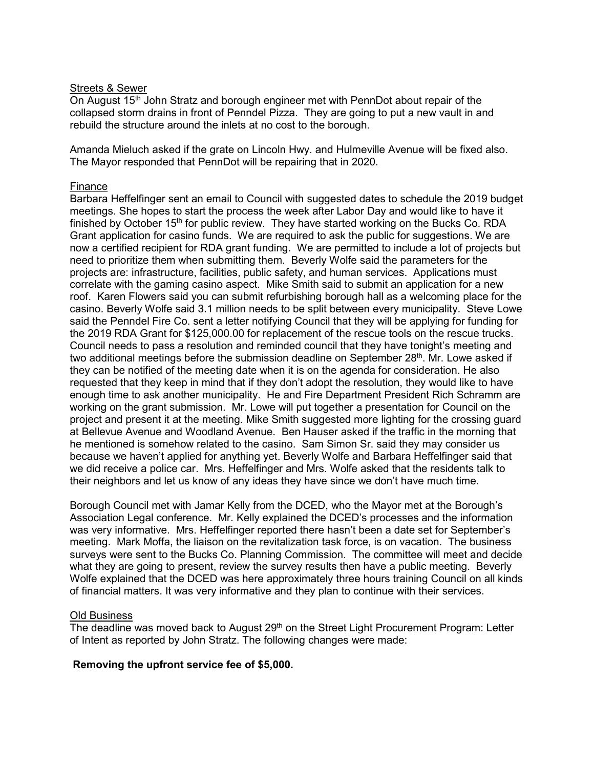Streets & Sewer

On August 15th John Stratz and borough engineer met with PennDot about repair of the collapsed storm drains in front of Penndel Pizza. They are going to put a new vault in and rebuild the structure around the inlets at no cost to the borough.

Amanda Mieluch asked if the grate on Lincoln Hwy. and Hulmeville Avenue will be fixed also. The Mayor responded that PennDot will be repairing that in 2020.

Finance

Barbara Heffelfinger sent an email to Council with suggested dates to schedule the 2019 budget meetings. She hopes to start the process the week after Labor Day and would like to have it finished by October 15th for public review. They have started working on the Bucks Co. RDA Grant application for casino funds. We are required to ask the public for suggestions. We are now a certified recipient for RDA grant funding. We are permitted to include a lot of projects but need to prioritize them when submitting them. Beverly Wolfe said the parameters for the projects are: infrastructure, facilities, public safety, and human services. Applications must correlate with the gaming casino aspect. Mike Smith said to submit an application for a new roof. Karen Flowers said you can submit refurbishing borough hall as a welcoming place for the casino. Beverly Wolfe said 3.1 million needs to be split between every municipality. Steve Lowe said the Penndel Fire Co. sent a letter notifying Council that they will be applying for funding for the 2019 RDA Grant for $125,000.00 for replacement of the rescue tools on the rescue trucks. Council needs to pass a resolution and reminded council that they have tonight's meeting and two additional meetings before the submission deadline on September 28th. Mr. Lowe asked if they can be notified of the meeting date when it is on the agenda for consideration. He also requested that they keep in mind that if they don't adopt the resolution, they would like to have enough time to ask another municipality. He and Fire Department President Rich Schramm are working on the grant submission. Mr. Lowe will put together a presentation for Council on the project and present it at the meeting. Mike Smith suggested more lighting for the crossing guard at Bellevue Avenue and Woodland Avenue. Ben Hauser asked if the traffic in the morning that he mentioned is somehow related to the casino. Sam Simon Sr. said they may consider us because we haven't applied for anything yet. Beverly Wolfe and Barbara Heffelfinger said that we did receive a police car. Mrs. Heffelfinger and Mrs. Wolfe asked that the residents talk to their neighbors and let us know of any ideas they have since we don't have much time.

Borough Council met with Jamar Kelly from the DCED, who the Mayor met at the Borough's Association Legal conference. Mr. Kelly explained the DCED's processes and the information was very informative. Mrs. Heffelfinger reported there hasn't been a date set for September's meeting. Mark Moffa, the liaison on the revitalization task force, is on vacation. The business surveys were sent to the Bucks Co. Planning Commission. The committee will meet and decide what they are going to present, review the survey results then have a public meeting. Beverly Wolfe explained that the DCED was here approximately three hours training Council on all kinds of financial matters. It was very informative and they plan to continue with their services.

Old Business

The deadline was moved back to August 29th on the Street Light Procurement Program: Letter of Intent as reported by John Stratz. The following changes were made:

**Removing the upfront service fee of $5,000.**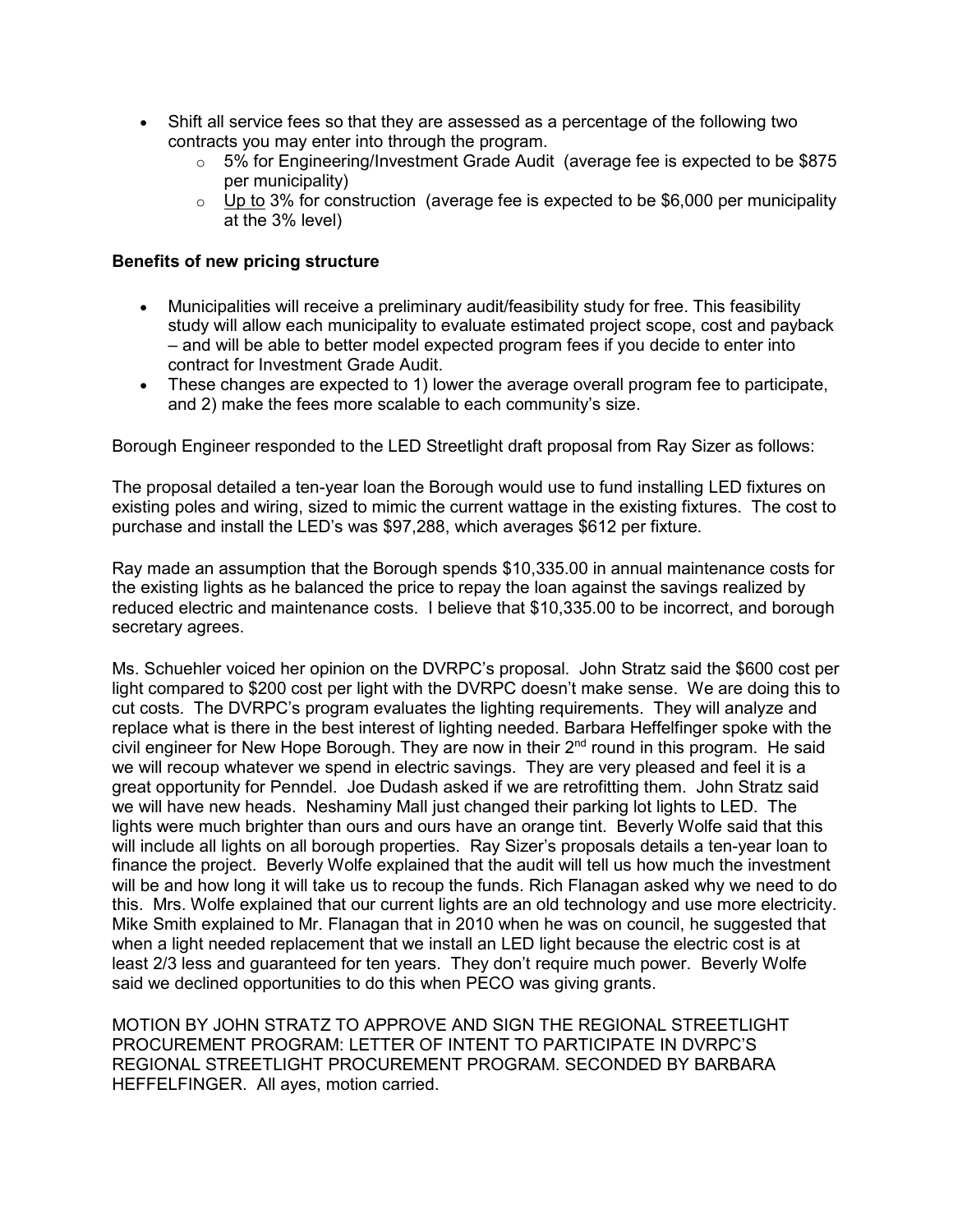- Shift all service fees so that they are assessed as a percentage of the following two contracts you may enter into through the program.
    - 5% for Engineering/Investment Grade Audit (average fee is expected to be $875 per municipality)
    - Up to 3% for construction (average fee is expected to be $6,000 per municipality at the 3% level)

**Benefits of new pricing structure**

- Municipalities will receive a preliminary audit/feasibility study for free. This feasibility study will allow each municipality to evaluate estimated project scope, cost and payback – and will be able to better model expected program fees if you decide to enter into contract for Investment Grade Audit.
- These changes are expected to 1) lower the average overall program fee to participate, and 2) make the fees more scalable to each community's size.

Borough Engineer responded to the LED Streetlight draft proposal from Ray Sizer as follows:

The proposal detailed a ten-year loan the Borough would use to fund installing LED fixtures on existing poles and wiring, sized to mimic the current wattage in the existing fixtures. The cost to purchase and install the LED's was $97,288, which averages $612 per fixture.

Ray made an assumption that the Borough spends $10,335.00 in annual maintenance costs for the existing lights as he balanced the price to repay the loan against the savings realized by reduced electric and maintenance costs. I believe that $10,335.00 to be incorrect, and borough secretary agrees.

Ms. Schuehler voiced her opinion on the DVRPC's proposal. John Stratz said the $600 cost per light compared to $200 cost per light with the DVRPC doesn't make sense. We are doing this to cut costs. The DVRPC's program evaluates the lighting requirements. They will analyze and replace what is there in the best interest of lighting needed. Barbara Heffelfinger spoke with the civil engineer for New Hope Borough. They are now in their 2nd round in this program. He said we will recoup whatever we spend in electric savings. They are very pleased and feel it is a great opportunity for Penndel. Joe Dudash asked if we are retrofitting them. John Stratz said we will have new heads. Neshaminy Mall just changed their parking lot lights to LED. The lights were much brighter than ours and ours have an orange tint. Beverly Wolfe said that this will include all lights on all borough properties. Ray Sizer's proposals details a ten-year loan to finance the project. Beverly Wolfe explained that the audit will tell us how much the investment will be and how long it will take us to recoup the funds. Rich Flanagan asked why we need to do this. Mrs. Wolfe explained that our current lights are an old technology and use more electricity. Mike Smith explained to Mr. Flanagan that in 2010 when he was on council, he suggested that when a light needed replacement that we install an LED light because the electric cost is at least 2/3 less and guaranteed for ten years. They don't require much power. Beverly Wolfe said we declined opportunities to do this when PECO was giving grants.

MOTION BY JOHN STRATZ TO APPROVE AND SIGN THE REGIONAL STREETLIGHT PROCUREMENT PROGRAM: LETTER OF INTENT TO PARTICIPATE IN DVRPC'S REGIONAL STREETLIGHT PROCUREMENT PROGRAM. SECONDED BY BARBARA HEFFELFINGER. All ayes, motion carried.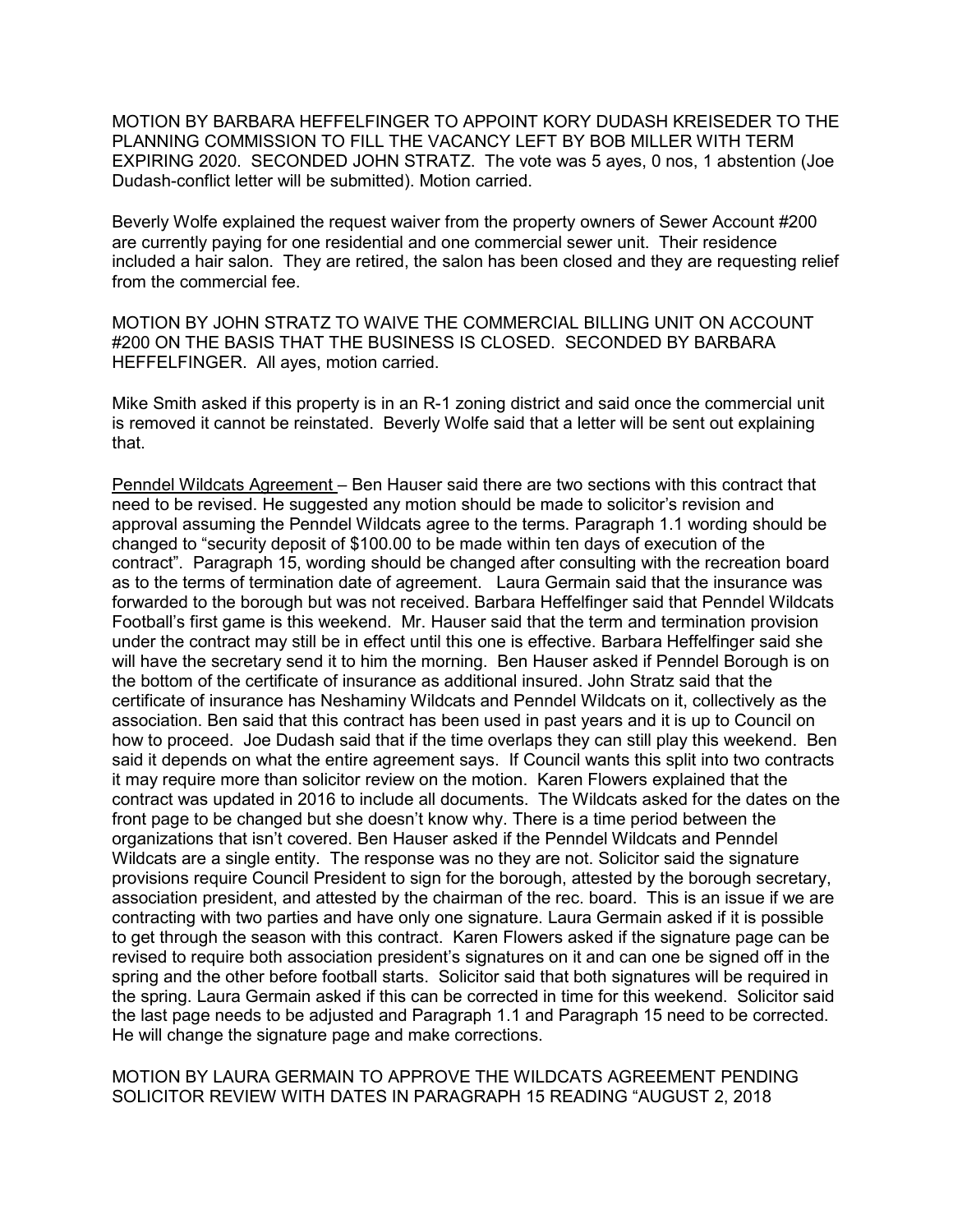MOTION BY BARBARA HEFFELFINGER TO APPOINT KORY DUDASH KREISEDER TO THE PLANNING COMMISSION TO FILL THE VACANCY LEFT BY BOB MILLER WITH TERM EXPIRING 2020. SECONDED JOHN STRATZ. The vote was 5 ayes, 0 nos, 1 abstention (Joe Dudash-conflict letter will be submitted). Motion carried.

Beverly Wolfe explained the request waiver from the property owners of Sewer Account #200 are currently paying for one residential and one commercial sewer unit. Their residence included a hair salon. They are retired, the salon has been closed and they are requesting relief from the commercial fee.

MOTION BY JOHN STRATZ TO WAIVE THE COMMERCIAL BILLING UNIT ON ACCOUNT #200 ON THE BASIS THAT THE BUSINESS IS CLOSED. SECONDED BY BARBARA HEFFELFINGER. All ayes, motion carried.

Mike Smith asked if this property is in an R-1 zoning district and said once the commercial unit is removed it cannot be reinstated. Beverly Wolfe said that a letter will be sent out explaining that.

<u>Penndel Wildcats Agreement</u> – Ben Hauser said there are two sections with this contract that need to be revised. He suggested any motion should be made to solicitor's revision and approval assuming the Penndel Wildcats agree to the terms. Paragraph 1.1 wording should be changed to "security deposit of $100.00 to be made within ten days of execution of the contract". Paragraph 15, wording should be changed after consulting with the recreation board as to the terms of termination date of agreement. Laura Germain said that the insurance was forwarded to the borough but was not received. Barbara Heffelfinger said that Penndel Wildcats Football's first game is this weekend. Mr. Hauser said that the term and termination provision under the contract may still be in effect until this one is effective. Barbara Heffelfinger said she will have the secretary send it to him the morning. Ben Hauser asked if Penndel Borough is on the bottom of the certificate of insurance as additional insured. John Stratz said that the certificate of insurance has Neshaminy Wildcats and Penndel Wildcats on it, collectively as the association. Ben said that this contract has been used in past years and it is up to Council on how to proceed. Joe Dudash said that if the time overlaps they can still play this weekend. Ben said it depends on what the entire agreement says. If Council wants this split into two contracts it may require more than solicitor review on the motion. Karen Flowers explained that the contract was updated in 2016 to include all documents. The Wildcats asked for the dates on the front page to be changed but she doesn't know why. There is a time period between the organizations that isn't covered. Ben Hauser asked if the Penndel Wildcats and Penndel Wildcats are a single entity. The response was no they are not. Solicitor said the signature provisions require Council President to sign for the borough, attested by the borough secretary, association president, and attested by the chairman of the rec. board. This is an issue if we are contracting with two parties and have only one signature. Laura Germain asked if it is possible to get through the season with this contract. Karen Flowers asked if the signature page can be revised to require both association president's signatures on it and can one be signed off in the spring and the other before football starts. Solicitor said that both signatures will be required in the spring. Laura Germain asked if this can be corrected in time for this weekend. Solicitor said the last page needs to be adjusted and Paragraph 1.1 and Paragraph 15 need to be corrected. He will change the signature page and make corrections.

MOTION BY LAURA GERMAIN TO APPROVE THE WILDCATS AGREEMENT PENDING SOLICITOR REVIEW WITH DATES IN PARAGRAPH 15 READING "AUGUST 2, 2018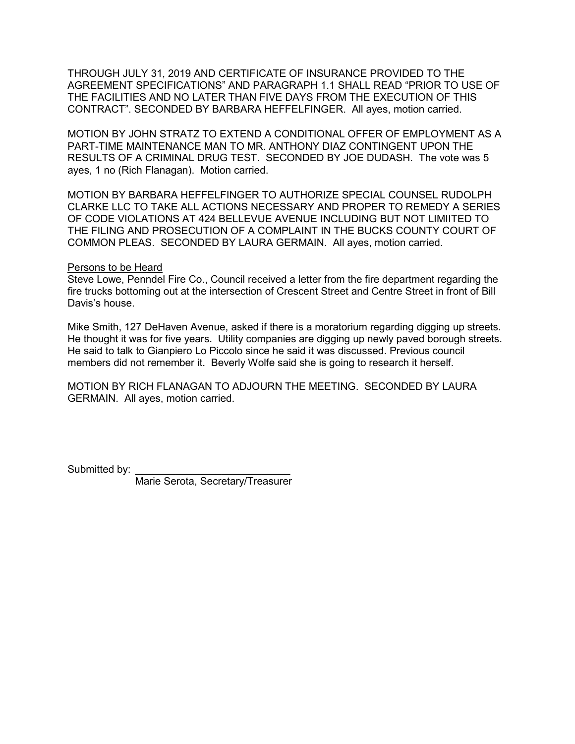THROUGH JULY 31, 2019 AND CERTIFICATE OF INSURANCE PROVIDED TO THE AGREEMENT SPECIFICATIONS" AND PARAGRAPH 1.1 SHALL READ "PRIOR TO USE OF THE FACILITIES AND NO LATER THAN FIVE DAYS FROM THE EXECUTION OF THIS CONTRACT". SECONDED BY BARBARA HEFFELFINGER. All ayes, motion carried.

MOTION BY JOHN STRATZ TO EXTEND A CONDITIONAL OFFER OF EMPLOYMENT AS A PART-TIME MAINTENANCE MAN TO MR. ANTHONY DIAZ CONTINGENT UPON THE RESULTS OF A CRIMINAL DRUG TEST. SECONDED BY JOE DUDASH. The vote was 5 ayes, 1 no (Rich Flanagan). Motion carried.

MOTION BY BARBARA HEFFELFINGER TO AUTHORIZE SPECIAL COUNSEL RUDOLPH CLARKE LLC TO TAKE ALL ACTIONS NECESSARY AND PROPER TO REMEDY A SERIES OF CODE VIOLATIONS AT 424 BELLEVUE AVENUE INCLUDING BUT NOT LIMIITED TO THE FILING AND PROSECUTION OF A COMPLAINT IN THE BUCKS COUNTY COURT OF COMMON PLEAS. SECONDED BY LAURA GERMAIN. All ayes, motion carried.

<u>Persons to be Heard</u>

Steve Lowe, Penndel Fire Co., Council received a letter from the fire department regarding the fire trucks bottoming out at the intersection of Crescent Street and Centre Street in front of Bill Davis's house.

Mike Smith, 127 DeHaven Avenue, asked if there is a moratorium regarding digging up streets. He thought it was for five years. Utility companies are digging up newly paved borough streets. He said to talk to Gianpiero Lo Piccolo since he said it was discussed. Previous council members did not remember it. Beverly Wolfe said she is going to research it herself.

MOTION BY RICH FLANAGAN TO ADJOURN THE MEETING. SECONDED BY LAURA GERMAIN. All ayes, motion carried.

Submitted by: ___________________________

Marie Serota, Secretary/Treasurer